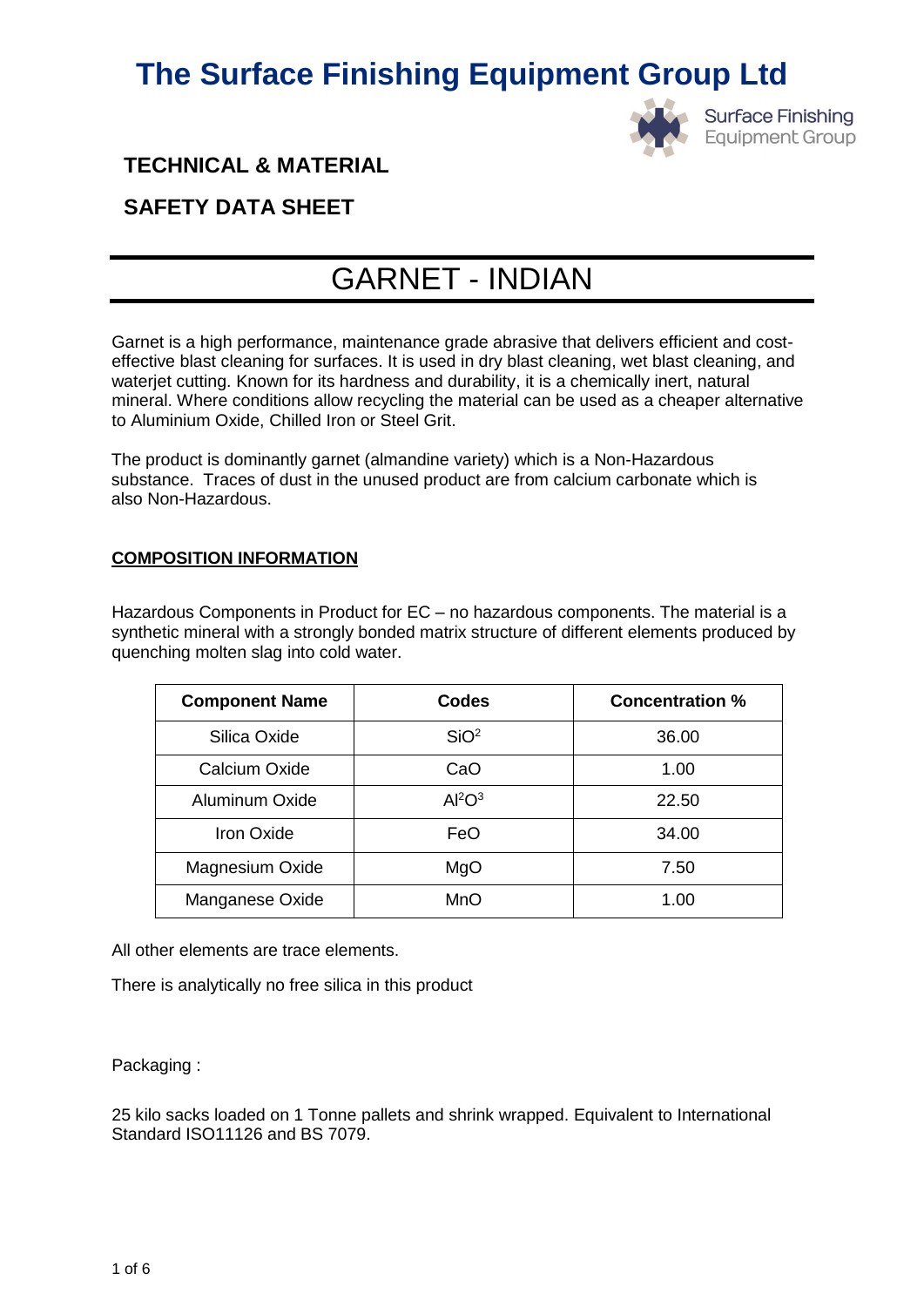# The Surface Finishing Equipment Group Ltd

Surface Finishing Equipment Group

## TECHNICAL & MATERIAL

## SAFETY DATA SHEET

# GARNET - INDIAN

Garnet is a high performance, maintenance grade abrasive that delivers efficient and cost-effective blast cleaning for surfaces. It is used in dry blast cleaning, wet blast cleaning, and waterjet cutting. Known for its hardness and durability, it is a chemically inert, natural mineral. Where conditions allow recycling the material can be used as a cheaper alternative to Aluminium Oxide, Chilled Iron or Steel Grit.

The product is dominantly garnet (almandine variety) which is a Non-Hazardous substance. Traces of dust in the unused product are from calcium carbonate which is also Non-Hazardous.

**COMPOSITION INFORMATION**

Hazardous Components in Product for EC – no hazardous components. The material is a synthetic mineral with a strongly bonded matrix structure of different elements produced by quenching molten slag into cold water.

| Component Name | Codes | Concentration % |
|---|---|---|
| Silica Oxide | $SiO^2$ | 36.00 |
| Calcium Oxide | CaO | 1.00 |
| Aluminum Oxide | $Al^2O^3$ | 22.50 |
| Iron Oxide | FeO | 34.00 |
| Magnesium Oxide | MgO | 7.50 |
| Manganese Oxide | MnO | 1.00 |

All other elements are trace elements.

There is analytically no free silica in this product

Packaging :

25 kilo sacks loaded on 1 Tonne pallets and shrink wrapped. Equivalent to International Standard ISO11126 and BS 7079.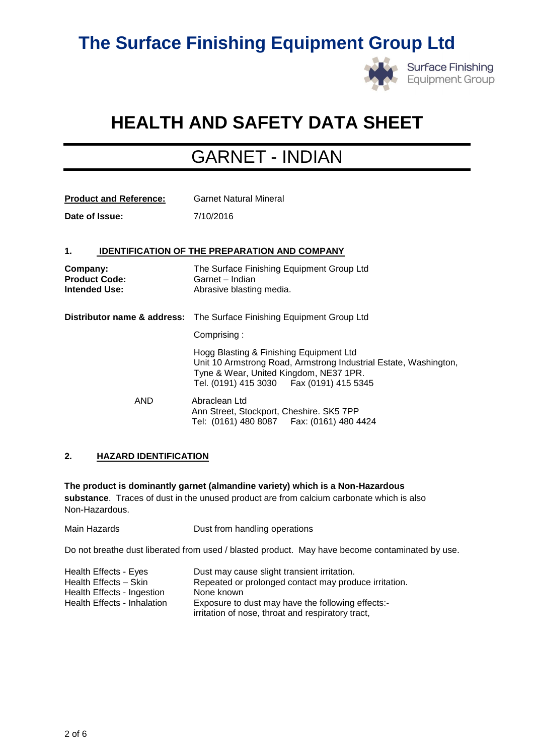# The Surface Finishing Equipment Group Ltd

# HEALTH AND SAFETY DATA SHEET

## GARNET - INDIAN

**Product and Reference:** Garnet Natural Mineral

**Date of Issue:** 7/10/2016

### 1. IDENTIFICATION OF THE PREPARATION AND COMPANY

**Company:** The Surface Finishing Equipment Group Ltd
**Product Code:** Garnet – Indian
**Intended Use:** Abrasive blasting media.

**Distributor name & address:** The Surface Finishing Equipment Group Ltd

Comprising :

Hogg Blasting & Finishing Equipment Ltd
Unit 10 Armstrong Road, Armstrong Industrial Estate, Washington, Tyne & Wear, United Kingdom, NE37 1PR.
Tel. (0191) 415 3030 Fax (0191) 415 5345

AND

Abraclean Ltd
Ann Street, Stockport, Cheshire. SK5 7PP
Tel: (0161) 480 8087 Fax: (0161) 480 4424

### 2. HAZARD IDENTIFICATION

**The product is dominantly garnet (almandine variety) which is a Non-Hazardous substance**. Traces of dust in the unused product are from calcium carbonate which is also Non-Hazardous.

Main Hazards: Dust from handling operations

Do not breathe dust liberated from used / blasted product. May have become contaminated by use.

| | |
|---|---|
| Health Effects - Eyes | Dust may cause slight transient irritation. |
| Health Effects – Skin | Repeated or prolonged contact may produce irritation. |
| Health Effects - Ingestion | None known |
| Health Effects - Inhalation | Exposure to dust may have the following effects:- irritation of nose, throat and respiratory tract, |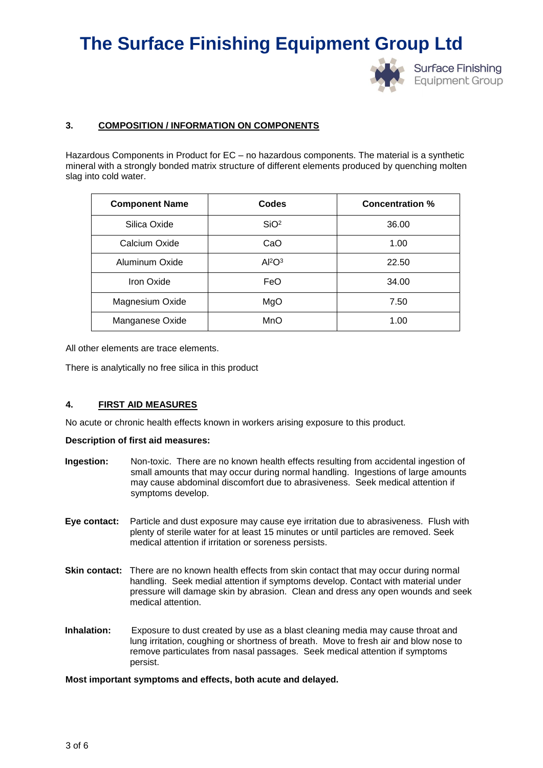## 3. COMPOSITION / INFORMATION ON COMPONENTS

Hazardous Components in Product for EC – no hazardous components. The material is a synthetic mineral with a strongly bonded matrix structure of different elements produced by quenching molten slag into cold water.

| Component Name | Codes | Concentration % |
|---|---|---|
| Silica Oxide | $SiO^2$ | 36.00 |
| Calcium Oxide | CaO | 1.00 |
| Aluminum Oxide | $Al^2O^3$ | 22.50 |
| Iron Oxide | FeO | 34.00 |
| Magnesium Oxide | MgO | 7.50 |
| Manganese Oxide | MnO | 1.00 |

All other elements are trace elements.

There is analytically no free silica in this product

## 4. FIRST AID MEASURES

No acute or chronic health effects known in workers arising exposure to this product.

**Description of first aid measures:**

**Ingestion:** Non-toxic. There are no known health effects resulting from accidental ingestion of small amounts that may occur during normal handling. Ingestions of large amounts may cause abdominal discomfort due to abrasiveness. Seek medical attention if symptoms develop.

**Eye contact:** Particle and dust exposure may cause eye irritation due to abrasiveness. Flush with plenty of sterile water for at least 15 minutes or until particles are removed. Seek medical attention if irritation or soreness persists.

**Skin contact:** There are no known health effects from skin contact that may occur during normal handling. Seek medial attention if symptoms develop. Contact with material under pressure will damage skin by abrasion. Clean and dress any open wounds and seek medical attention.

**Inhalation:** Exposure to dust created by use as a blast cleaning media may cause throat and lung irritation, coughing or shortness of breath. Move to fresh air and blow nose to remove particulates from nasal passages. Seek medical attention if symptoms persist.

**Most important symptoms and effects, both acute and delayed.**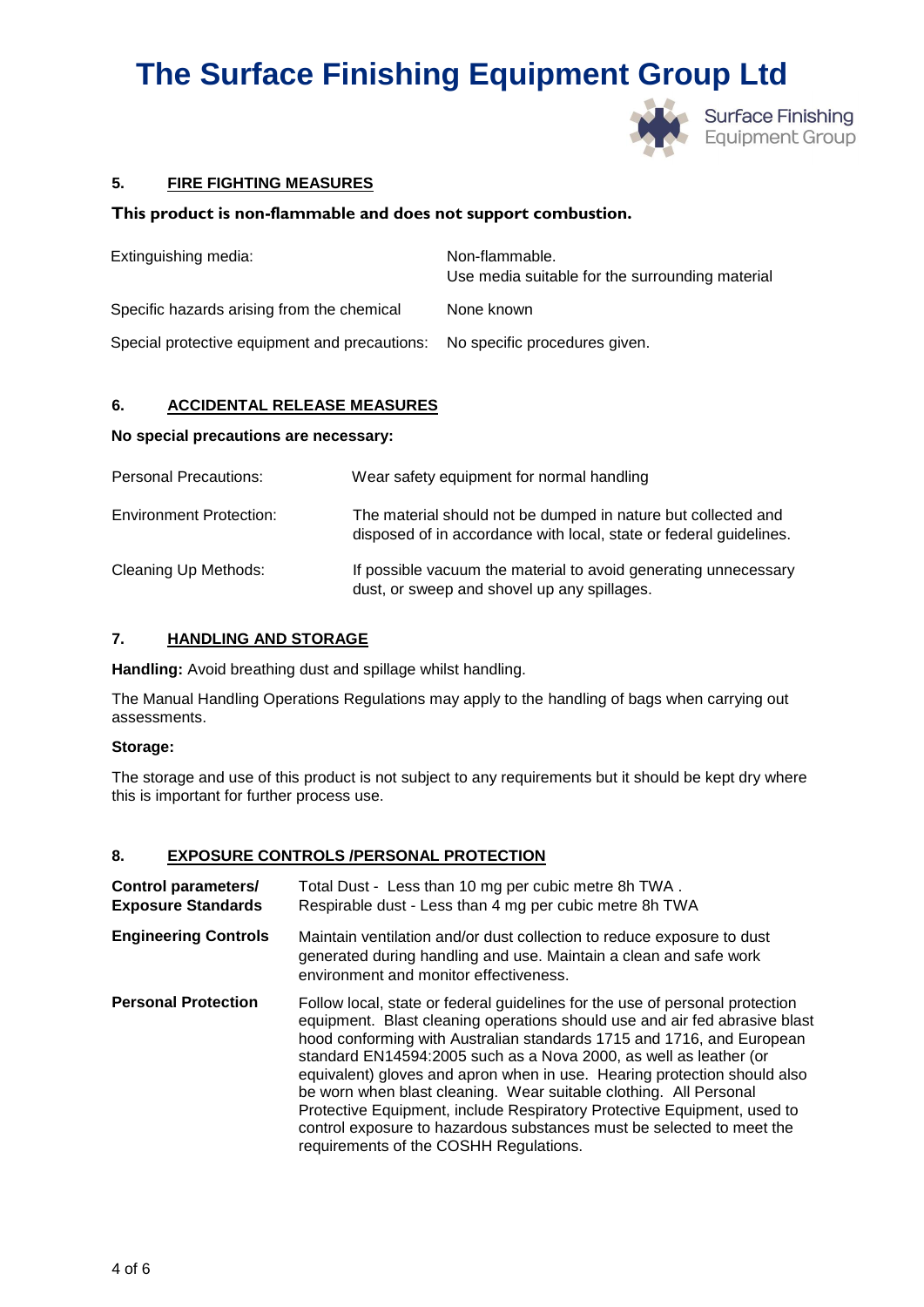## 5. FIRE FIGHTING MEASURES

**This product is non-flammable and does not support combustion.**

| | |
|---|---|
| Extinguishing media: | Non-flammable.<br>Use media suitable for the surrounding material |
| Specific hazards arising from the chemical | None known |
| Special protective equipment and precautions: | No specific procedures given. |

## 6. ACCIDENTAL RELEASE MEASURES

**No special precautions are necessary:**

| | |
|---|---|
| Personal Precautions: | Wear safety equipment for normal handling |
| Environment Protection: | The material should not be dumped in nature but collected and disposed of in accordance with local, state or federal guidelines. |
| Cleaning Up Methods: | If possible vacuum the material to avoid generating unnecessary dust, or sweep and shovel up any spillages. |

## 7. HANDLING AND STORAGE

**Handling:** Avoid breathing dust and spillage whilst handling.

The Manual Handling Operations Regulations may apply to the handling of bags when carrying out assessments.

**Storage:**

The storage and use of this product is not subject to any requirements but it should be kept dry where this is important for further process use.

## 8. EXPOSURE CONTROLS /PERSONAL PROTECTION

| | |
|---|---|
| **Control parameters/ Exposure Standards** | Total Dust - Less than 10 mg per cubic metre 8h TWA .<br>Respirable dust - Less than 4 mg per cubic metre 8h TWA |
| **Engineering Controls** | Maintain ventilation and/or dust collection to reduce exposure to dust generated during handling and use. Maintain a clean and safe work environment and monitor effectiveness. |
| **Personal Protection** | Follow local, state or federal guidelines for the use of personal protection equipment. Blast cleaning operations should use and air fed abrasive blast hood conforming with Australian standards 1715 and 1716, and European standard EN14594:2005 such as a Nova 2000, as well as leather (or equivalent) gloves and apron when in use. Hearing protection should also be worn when blast cleaning. Wear suitable clothing. All Personal Protective Equipment, include Respiratory Protective Equipment, used to control exposure to hazardous substances must be selected to meet the requirements of the COSHH Regulations. |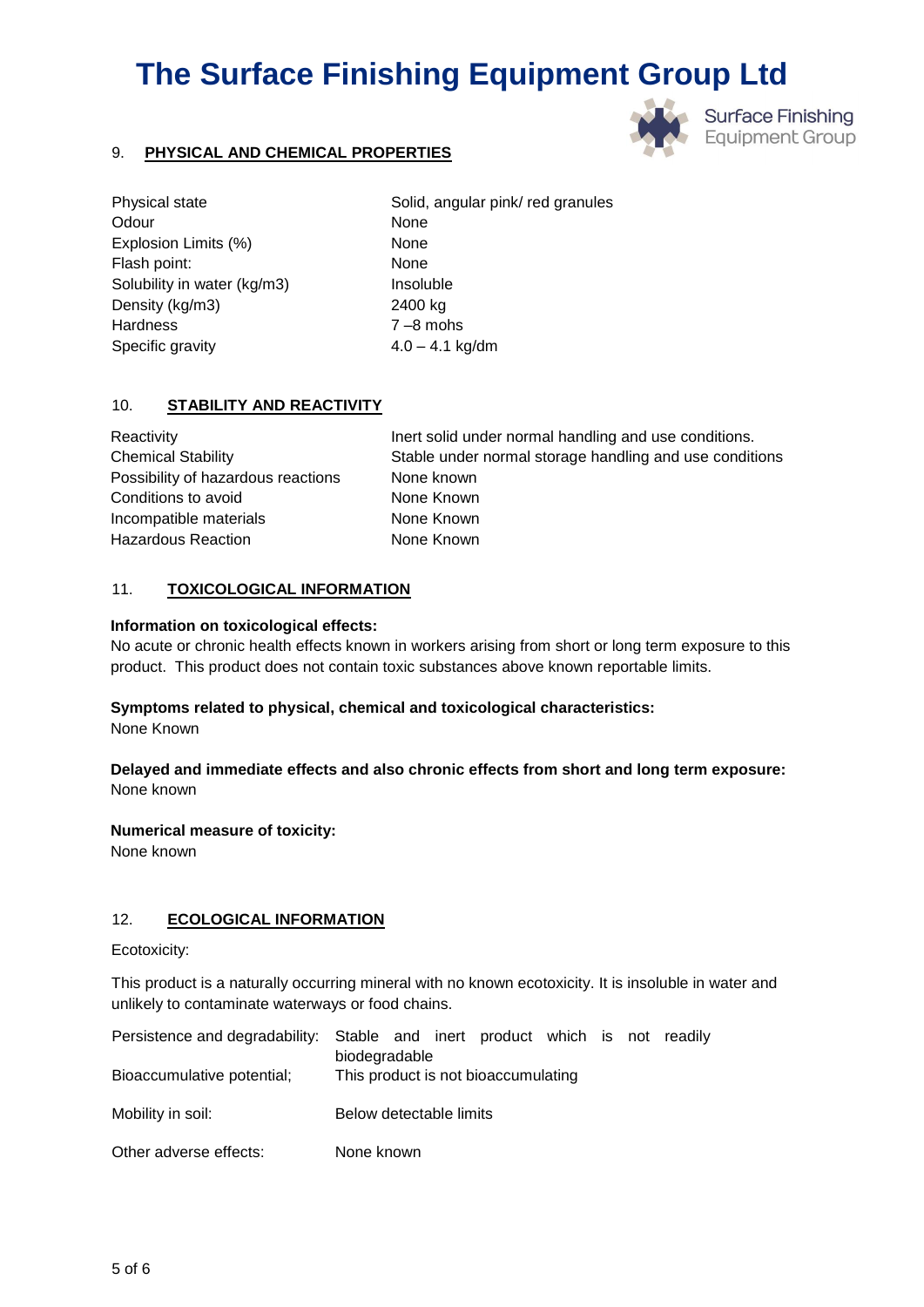# The Surface Finishing Equipment Group Ltd

## 9. PHYSICAL AND CHEMICAL PROPERTIES

| | |
|---|---|
| Physical state | Solid, angular pink/ red granules |
| Odour | None |
| Explosion Limits (%) | None |
| Flash point: | None |
| Solubility in water (kg/m3) | Insoluble |
| Density (kg/m3) | 2400 kg |
| Hardness | 7 –8 mohs |
| Specific gravity | 4.0 – 4.1 kg/dm |

## 10. STABILITY AND REACTIVITY

| | |
|---|---|
| Reactivity | Inert solid under normal handling and use conditions. |
| Chemical Stability | Stable under normal storage handling and use conditions |
| Possibility of hazardous reactions | None known |
| Conditions to avoid | None Known |
| Incompatible materials | None Known |
| Hazardous Reaction | None Known |

## 11. TOXICOLOGICAL INFORMATION

**Information on toxicological effects:**
No acute or chronic health effects known in workers arising from short or long term exposure to this product. This product does not contain toxic substances above known reportable limits.

**Symptoms related to physical, chemical and toxicological characteristics:**
None Known

**Delayed and immediate effects and also chronic effects from short and long term exposure:**
None known

**Numerical measure of toxicity:**
None known

## 12. ECOLOGICAL INFORMATION

Ecotoxicity:

This product is a naturally occurring mineral with no known ecotoxicity. It is insoluble in water and unlikely to contaminate waterways or food chains.

| | |
|---|---|
| Persistence and degradability: | Stable and inert product which is not readily biodegradable |
| Bioaccumulative potential; | This product is not bioaccumulating |
| Mobility in soil: | Below detectable limits |
| Other adverse effects: | None known |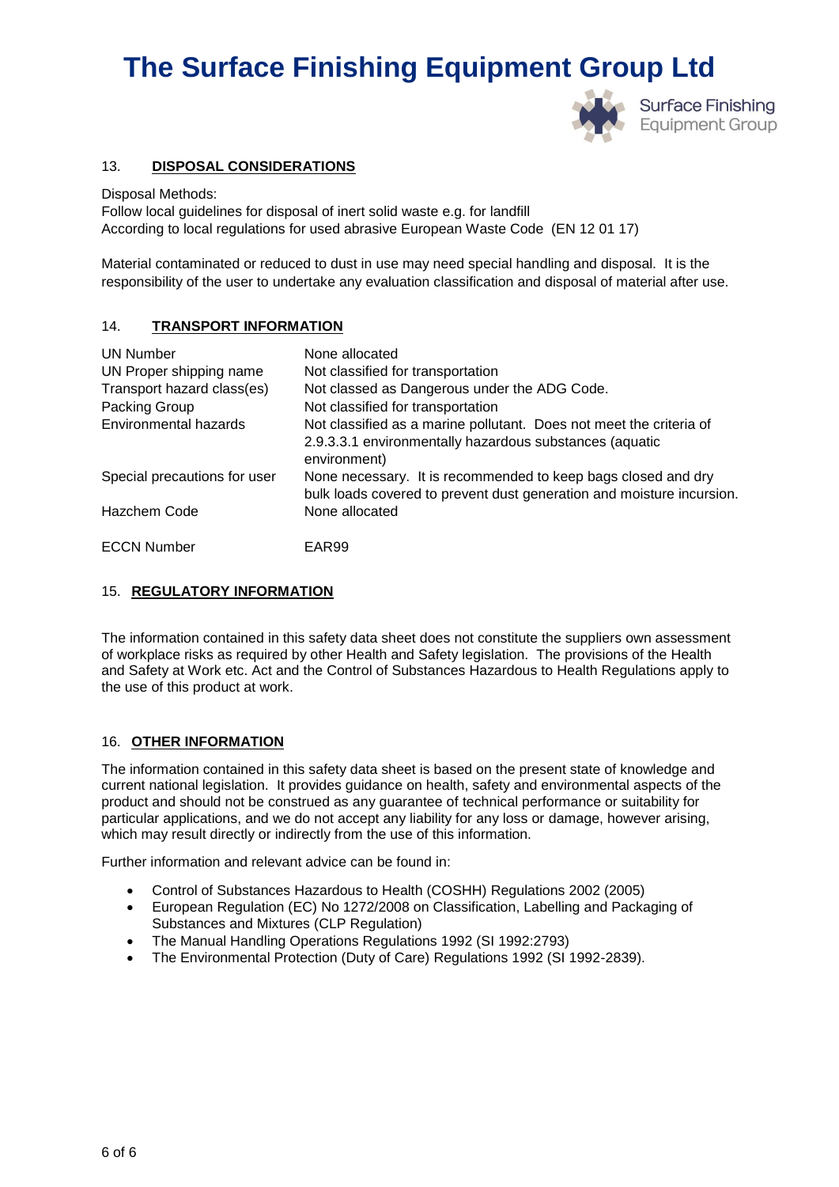## 13. DISPOSAL CONSIDERATIONS

Disposal Methods:
Follow local guidelines for disposal of inert solid waste e.g. for landfill
According to local regulations for used abrasive European Waste Code (EN 12 01 17)

Material contaminated or reduced to dust in use may need special handling and disposal. It is the responsibility of the user to undertake any evaluation classification and disposal of material after use.

## 14. TRANSPORT INFORMATION

| | |
|---|---|
| UN Number | None allocated |
| UN Proper shipping name | Not classified for transportation |
| Transport hazard class(es) | Not classed as Dangerous under the ADG Code. |
| Packing Group | Not classified for transportation |
| Environmental hazards | Not classified as a marine pollutant. Does not meet the criteria of 2.9.3.3.1 environmentally hazardous substances (aquatic environment) |
| Special precautions for user | None necessary. It is recommended to keep bags closed and dry bulk loads covered to prevent dust generation and moisture incursion. |
| Hazchem Code | None allocated |
| ECCN Number | EAR99 |

## 15. REGULATORY INFORMATION

The information contained in this safety data sheet does not constitute the suppliers own assessment of workplace risks as required by other Health and Safety legislation. The provisions of the Health and Safety at Work etc. Act and the Control of Substances Hazardous to Health Regulations apply to the use of this product at work.

## 16. OTHER INFORMATION

The information contained in this safety data sheet is based on the present state of knowledge and current national legislation. It provides guidance on health, safety and environmental aspects of the product and should not be construed as any guarantee of technical performance or suitability for particular applications, and we do not accept any liability for any loss or damage, however arising, which may result directly or indirectly from the use of this information.

Further information and relevant advice can be found in:

- Control of Substances Hazardous to Health (COSHH) Regulations 2002 (2005)
- European Regulation (EC) No 1272/2008 on Classification, Labelling and Packaging of Substances and Mixtures (CLP Regulation)
- The Manual Handling Operations Regulations 1992 (SI 1992:2793)
- The Environmental Protection (Duty of Care) Regulations 1992 (SI 1992-2839).